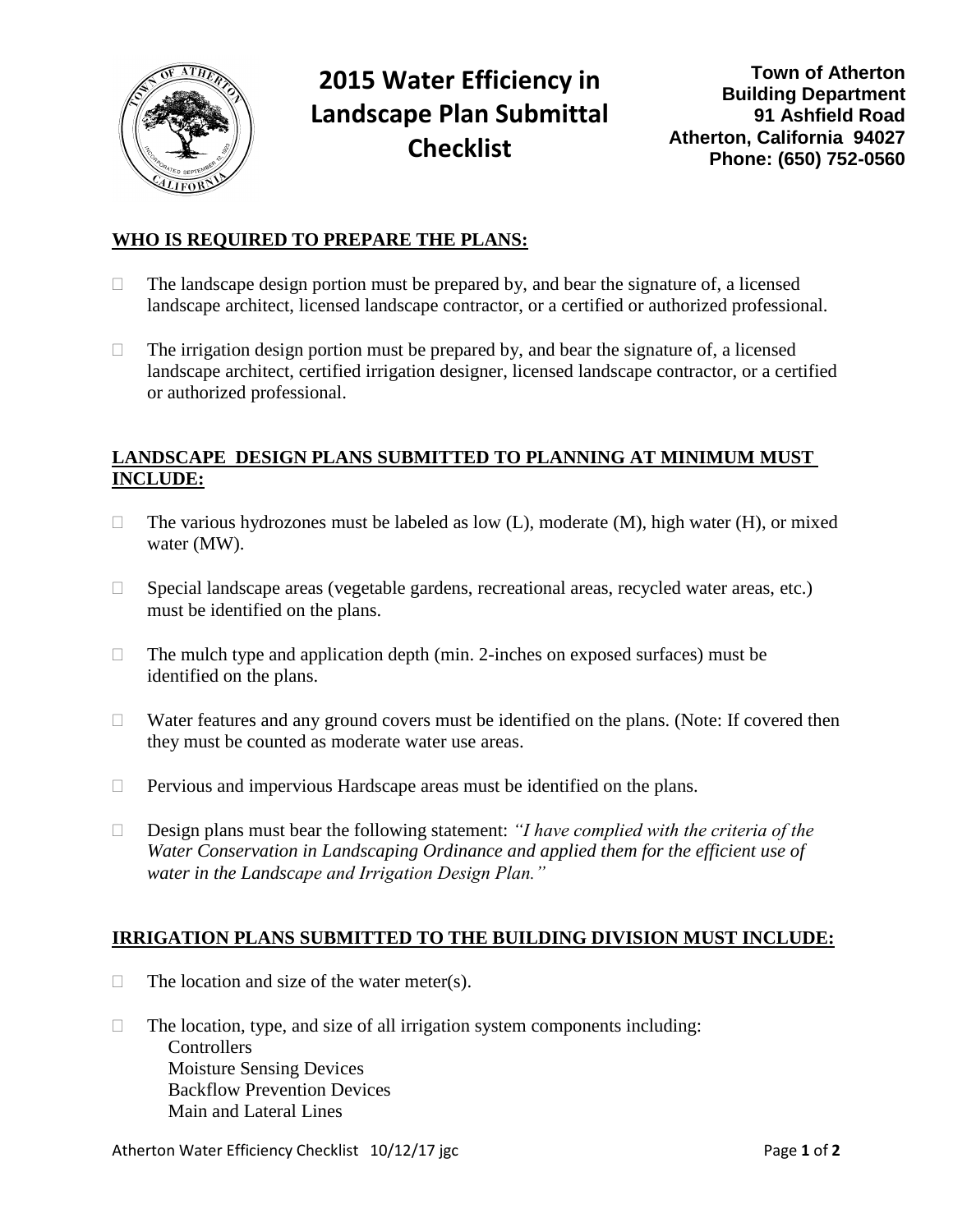# 2015 Water Efficiency in Landscape Plan Submittal Checklist

**Town of Atherton**
**Building Department**
**91 Ashfield Road**
**Atherton, California 94027**
**Phone: (650) 752-0560**

## WHO IS REQUIRED TO PREPARE THE PLANS:

- ☐ The landscape design portion must be prepared by, and bear the signature of, a licensed landscape architect, licensed landscape contractor, or a certified or authorized professional.
- ☐ The irrigation design portion must be prepared by, and bear the signature of, a licensed landscape architect, certified irrigation designer, licensed landscape contractor, or a certified or authorized professional.

## LANDSCAPE DESIGN PLANS SUBMITTED TO PLANNING AT MINIMUM MUST INCLUDE:

- ☐ The various hydrozones must be labeled as low (L), moderate (M), high water (H), or mixed water (MW).
- ☐ Special landscape areas (vegetable gardens, recreational areas, recycled water areas, etc.) must be identified on the plans.
- ☐ The mulch type and application depth (min. 2-inches on exposed surfaces) must be identified on the plans.
- ☐ Water features and any ground covers must be identified on the plans. (Note: If covered then they must be counted as moderate water use areas.
- ☐ Pervious and impervious Hardscape areas must be identified on the plans.
- ☐ Design plans must bear the following statement: *"I have complied with the criteria of the Water Conservation in Landscaping Ordinance and applied them for the efficient use of water in the Landscape and Irrigation Design Plan."*

## IRRIGATION PLANS SUBMITTED TO THE BUILDING DIVISION MUST INCLUDE:

- ☐ The location and size of the water meter(s).
- ☐ The location, type, and size of all irrigation system components including:
  - Controllers
  - Moisture Sensing Devices
  - Backflow Prevention Devices
  - Main and Lateral Lines

Atherton Water Efficiency Checklist 10/12/17 jgc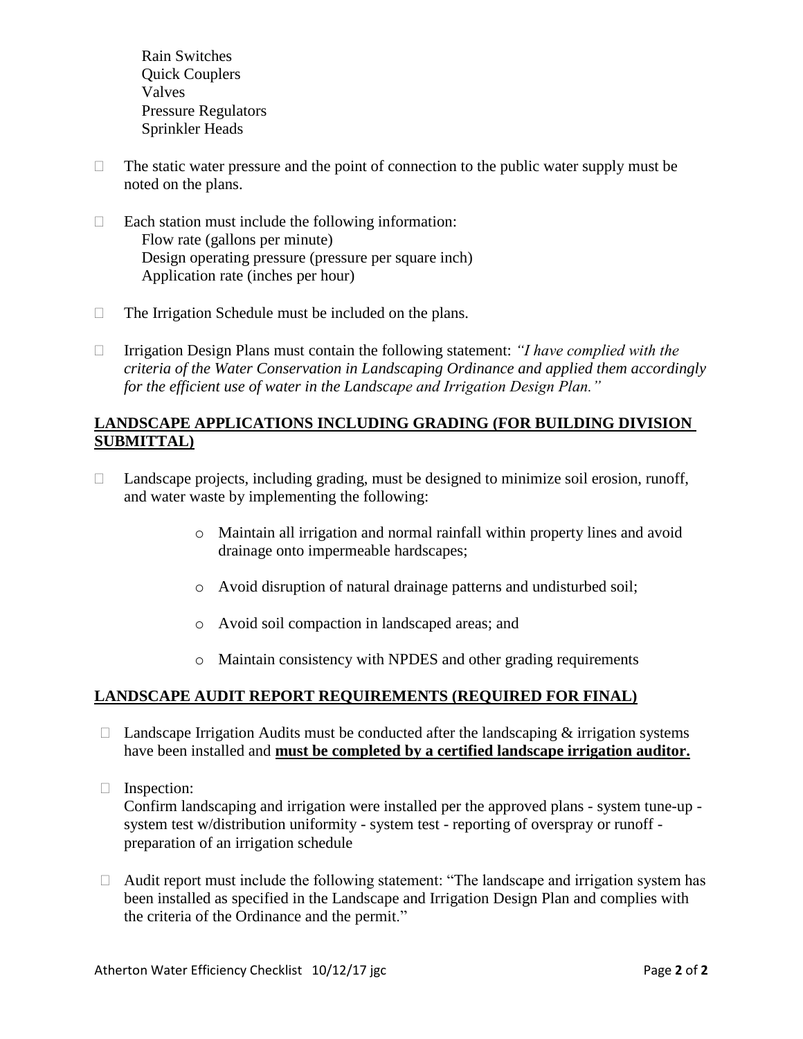Rain Switches
Quick Couplers
Valves
Pressure Regulators
Sprinkler Heads

- The static water pressure and the point of connection to the public water supply must be noted on the plans.

- Each station must include the following information:
  Flow rate (gallons per minute)
  Design operating pressure (pressure per square inch)
  Application rate (inches per hour)

- The Irrigation Schedule must be included on the plans.

- Irrigation Design Plans must contain the following statement: *"I have complied with the criteria of the Water Conservation in Landscaping Ordinance and applied them accordingly for the efficient use of water in the Landscape and Irrigation Design Plan."*

## LANDSCAPE APPLICATIONS INCLUDING GRADING (FOR BUILDING DIVISION SUBMITTAL)

- Landscape projects, including grading, must be designed to minimize soil erosion, runoff, and water waste by implementing the following:

    - Maintain all irrigation and normal rainfall within property lines and avoid drainage onto impermeable hardscapes;

    - Avoid disruption of natural drainage patterns and undisturbed soil;

    - Avoid soil compaction in landscaped areas; and

    - Maintain consistency with NPDES and other grading requirements

## LANDSCAPE AUDIT REPORT REQUIREMENTS (REQUIRED FOR FINAL)

- Landscape Irrigation Audits must be conducted after the landscaping & irrigation systems have been installed and **must be completed by a certified landscape irrigation auditor.**

- Inspection:
  Confirm landscaping and irrigation were installed per the approved plans - system tune-up - system test w/distribution uniformity - system test - reporting of overspray or runoff - preparation of an irrigation schedule

- Audit report must include the following statement: "The landscape and irrigation system has been installed as specified in the Landscape and Irrigation Design Plan and complies with the criteria of the Ordinance and the permit."